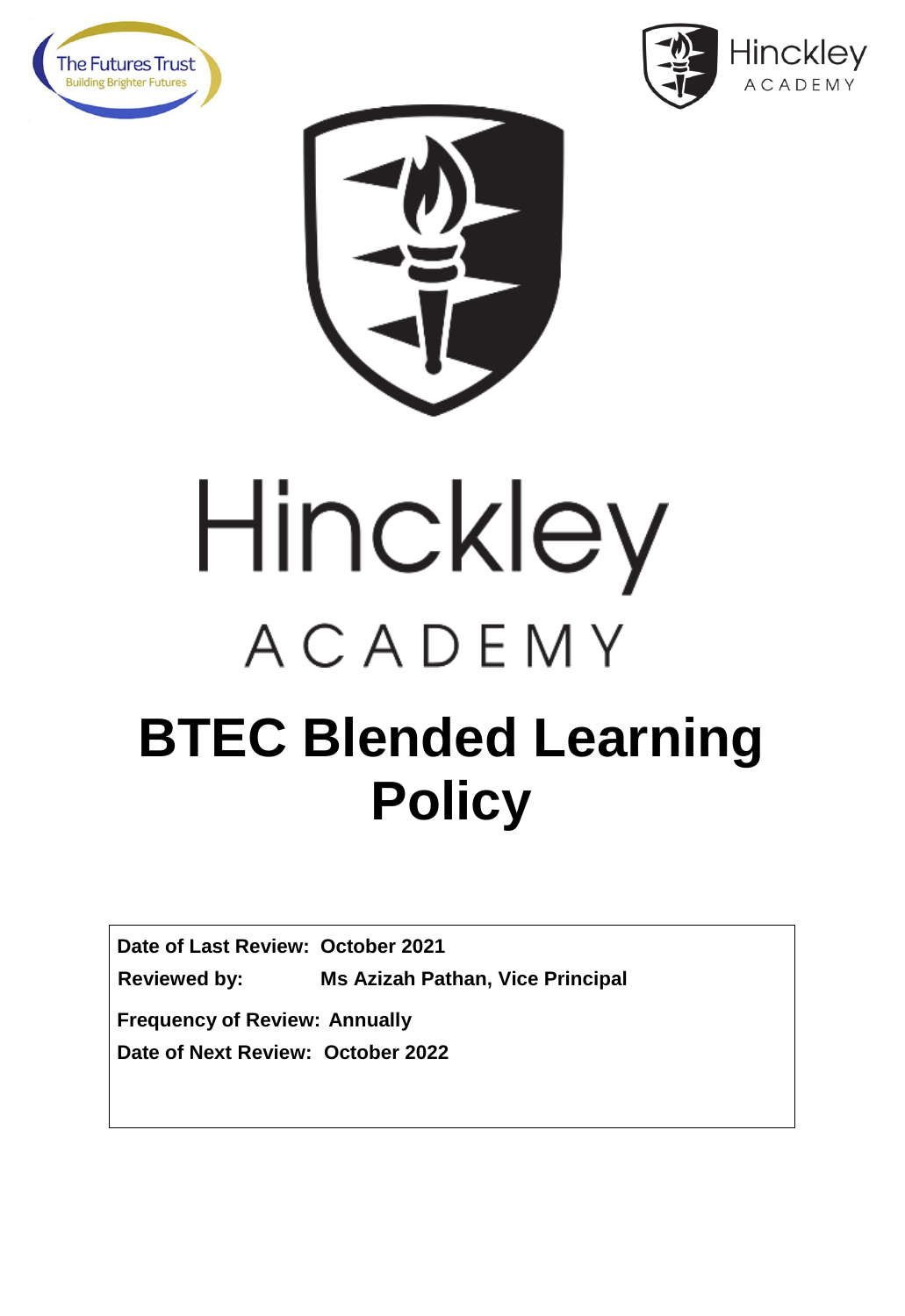The Futures Trust
Building Brighter Futures

Hinckley ACADEMY

# Hinckley ACADEMY

# BTEC Blended Learning Policy

**Date of Last Review:** October 2021

**Reviewed by:** Ms Azizah Pathan, Vice Principal

**Frequency of Review:** Annually

**Date of Next Review:** October 2022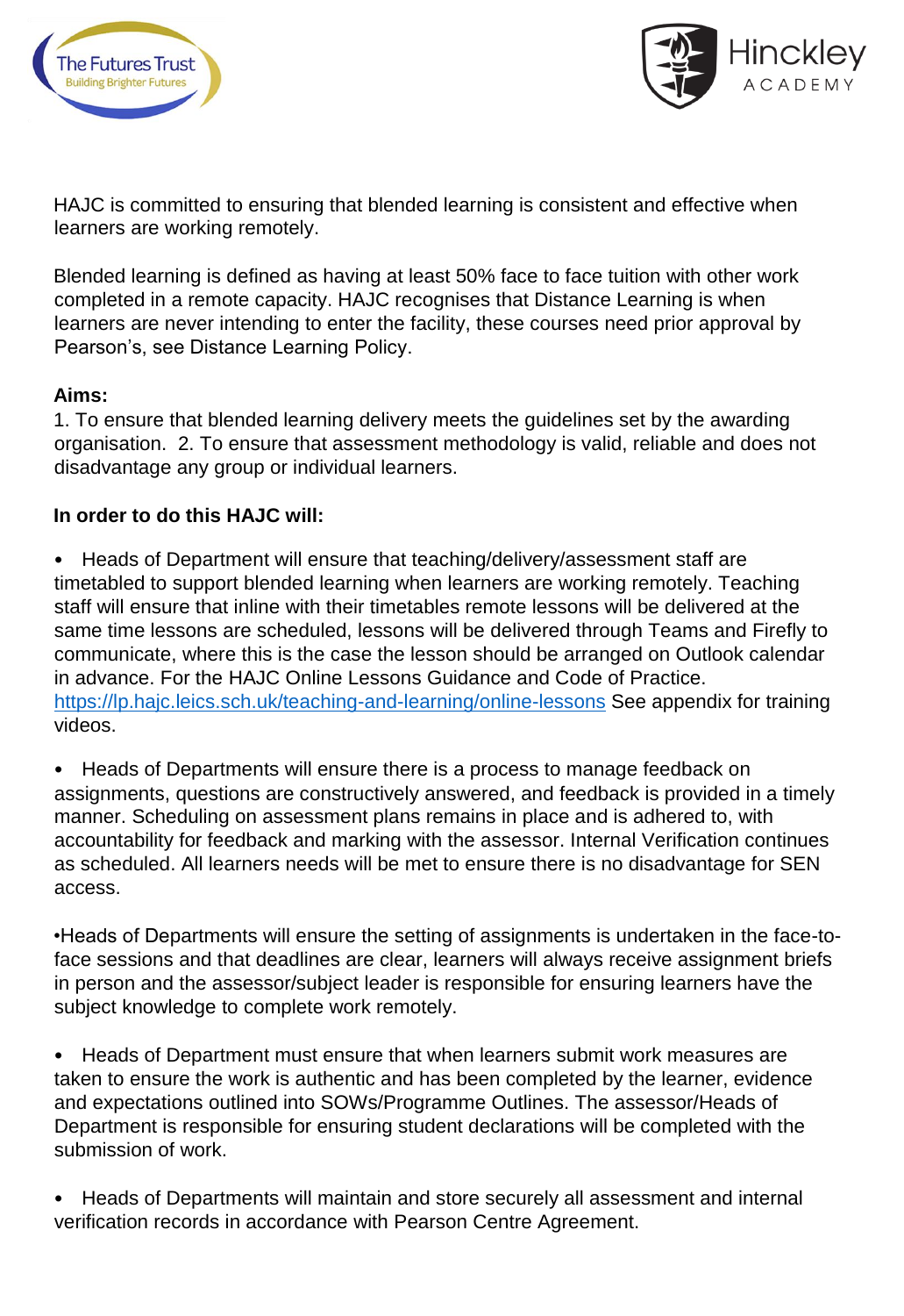HAJC is committed to ensuring that blended learning is consistent and effective when learners are working remotely.

Blended learning is defined as having at least 50% face to face tuition with other work completed in a remote capacity. HAJC recognises that Distance Learning is when learners are never intending to enter the facility, these courses need prior approval by Pearson's, see Distance Learning Policy.

**Aims:**

1. To ensure that blended learning delivery meets the guidelines set by the awarding organisation. 2. To ensure that assessment methodology is valid, reliable and does not disadvantage any group or individual learners.

**In order to do this HAJC will:**

- Heads of Department will ensure that teaching/delivery/assessment staff are timetabled to support blended learning when learners are working remotely. Teaching staff will ensure that inline with their timetables remote lessons will be delivered at the same time lessons are scheduled, lessons will be delivered through Teams and Firefly to communicate, where this is the case the lesson should be arranged on Outlook calendar in advance. For the HAJC Online Lessons Guidance and Code of Practice. [https://lp.hajc.leics.sch.uk/teaching-and-learning/online-lessons](https://lp.hajc.leics.sch.uk/teaching-and-learning/online-lessons) See appendix for training videos.

- Heads of Departments will ensure there is a process to manage feedback on assignments, questions are constructively answered, and feedback is provided in a timely manner. Scheduling on assessment plans remains in place and is adhered to, with accountability for feedback and marking with the assessor. Internal Verification continues as scheduled. All learners needs will be met to ensure there is no disadvantage for SEN access.

- Heads of Departments will ensure the setting of assignments is undertaken in the face-to-face sessions and that deadlines are clear, learners will always receive assignment briefs in person and the assessor/subject leader is responsible for ensuring learners have the subject knowledge to complete work remotely.

- Heads of Department must ensure that when learners submit work measures are taken to ensure the work is authentic and has been completed by the learner, evidence and expectations outlined into SOWs/Programme Outlines. The assessor/Heads of Department is responsible for ensuring student declarations will be completed with the submission of work.

- Heads of Departments will maintain and store securely all assessment and internal verification records in accordance with Pearson Centre Agreement.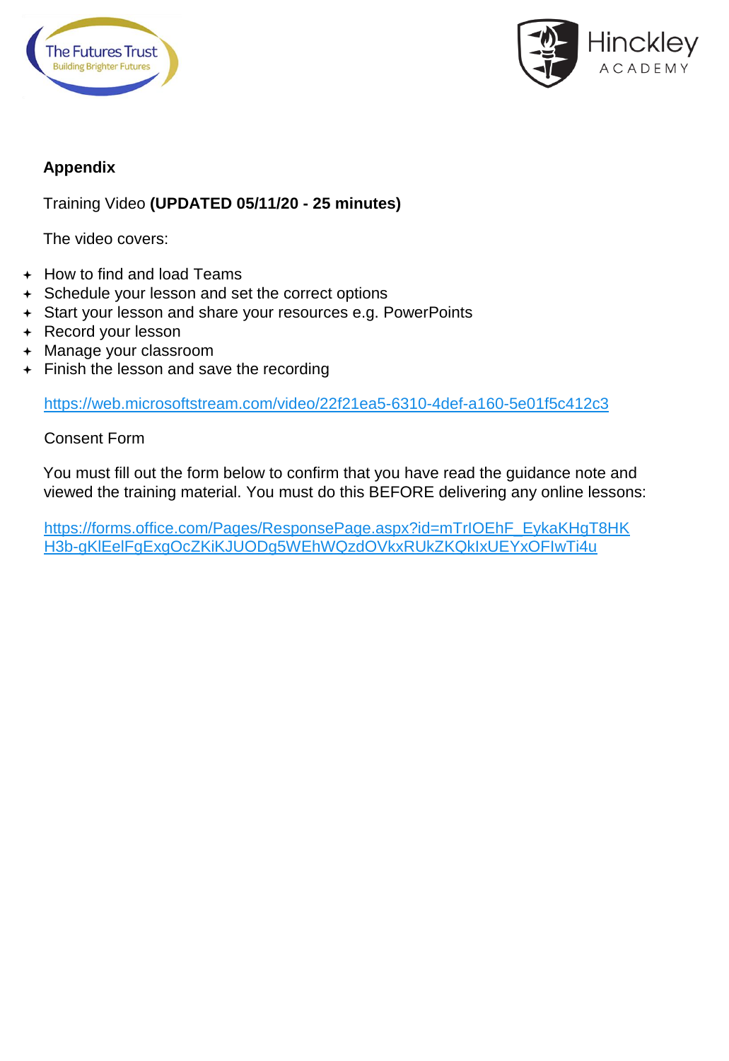**Appendix**

Training Video **(UPDATED 05/11/20 - 25 minutes)**

The video covers:

- How to find and load Teams
- Schedule your lesson and set the correct options
- Start your lesson and share your resources e.g. PowerPoints
- Record your lesson
- Manage your classroom
- Finish the lesson and save the recording

https://web.microsoftstream.com/video/22f21ea5-6310-4def-a160-5e01f5c412c3

Consent Form

You must fill out the form below to confirm that you have read the guidance note and viewed the training material. You must do this BEFORE delivering any online lessons:

https://forms.office.com/Pages/ResponsePage.aspx?id=mTrIOEhF_EykaKHgT8HKH3b-gKlEelFgExgOcZKiKJUODg5WEhWQzdOVkxRUkZKQkIxUEYxOFlwTi4u